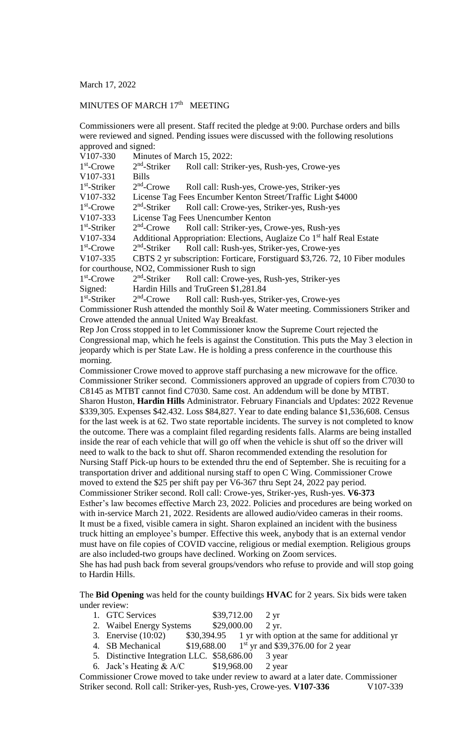March 17, 2022

MINUTES OF MARCH 17th MEETING

Commissioners were all present. Staff recited the pledge at 9:00. Purchase orders and bills were reviewed and signed. Pending issues were discussed with the following resolutions approved and signed:

V107-330 Minutes of March 15, 2022:
1st-Crowe 2nd-Striker Roll call: Striker-yes, Rush-yes, Crowe-yes

V107-331 Bills
1st-Striker 2nd-Crowe Roll call: Rush-yes, Crowe-yes, Striker-yes

V107-332 License Tag Fees Encumber Kenton Street/Traffic Light $4000
1st-Crowe 2nd-Striker Roll call: Crowe-yes, Striker-yes, Rush-yes

V107-333 License Tag Fees Unencumber Kenton
1st-Striker 2nd-Crowe Roll call: Striker-yes, Crowe-yes, Rush-yes

V107-334 Additional Appropriation: Elections, Auglaize Co 1st half Real Estate
1st-Crowe 2nd-Striker Roll call: Rush-yes, Striker-yes, Crowe-yes

V107-335 CBTS 2 yr subscription: Forticare, Forstiguard $3,726. 72, 10 Fiber modules for courthouse, NO2, Commissioner Rush to sign
1st-Crowe 2nd-Striker Roll call: Crowe-yes, Rush-yes, Striker-yes

Signed: Hardin Hills and TruGreen $1,281.84
1st-Striker 2nd-Crowe Roll call: Rush-yes, Striker-yes, Crowe-yes

Commissioner Rush attended the monthly Soil & Water meeting. Commissioners Striker and Crowe attended the annual United Way Breakfast.

Rep Jon Cross stopped in to let Commissioner know the Supreme Court rejected the Congressional map, which he feels is against the Constitution. This puts the May 3 election in jeopardy which is per State Law. He is holding a press conference in the courthouse this morning.

Commissioner Crowe moved to approve staff purchasing a new microwave for the office. Commissioner Striker second. Commissioners approved an upgrade of copiers from C7030 to C8145 as MTBT cannot find C7030. Same cost. An addendum will be done by MTBT.

Sharon Huston, **Hardin Hills** Administrator. February Financials and Updates: 2022 Revenue $339,305. Expenses $42.432. Loss $84,827. Year to date ending balance $1,536,608. Census for the last week is at 62. Two state reportable incidents. The survey is not completed to know the outcome. There was a complaint filed regarding residents falls. Alarms are being installed inside the rear of each vehicle that will go off when the vehicle is shut off so the driver will need to walk to the back to shut off. Sharon recommended extending the resolution for Nursing Staff Pick-up hours to be extended thru the end of September. She is recuiting for a transportation driver and additional nursing staff to open C Wing. Commissioner Crowe moved to extend the $25 per shift pay per V6-367 thru Sept 24, 2022 pay period. Commissioner Striker second. Roll call: Crowe-yes, Striker-yes, Rush-yes. **V6-373**

Esther's law becomes effective March 23, 2022. Policies and procedures are being worked on with in-service March 21, 2022. Residents are allowed audio/video cameras in their rooms. It must be a fixed, visible camera in sight. Sharon explained an incident with the business truck hitting an employee's bumper. Effective this week, anybody that is an external vendor must have on file copies of COVID vaccine, religious or medial exemption. Religious groups are also included-two groups have declined. Working on Zoom services.

She has had push back from several groups/vendors who refuse to provide and will stop going to Hardin Hills.

The **Bid Opening** was held for the county buildings **HVAC** for 2 years. Six bids were taken under review:

1. GTC Services $39,712.00 2 yr
2. Waibel Energy Systems $29,000.00 2 yr.
3. Enervise (10:02) $30,394.95 1 yr with option at the same for additional yr
4. SB Mechanical $19,688.00 1st yr and $39,376.00 for 2 year
5. Distinctive Integration LLC. $58,686.00 3 year
6. Jack's Heating & A/C $19,968.00 2 year

Commissioner Crowe moved to take under review to award at a later date. Commissioner Striker second. Roll call: Striker-yes, Rush-yes, Crowe-yes. **V107-336** V107-339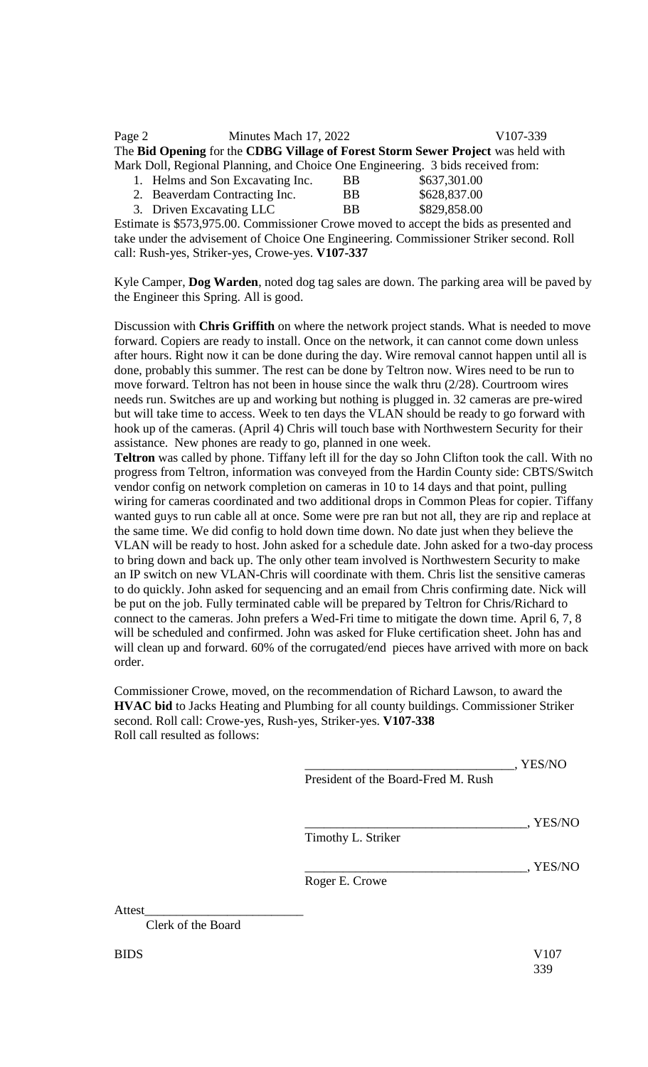The **Bid Opening** for the **CDBG Village of Forest Storm Sewer Project** was held with Mark Doll, Regional Planning, and Choice One Engineering. 3 bids received from:

1. Helms and Son Excavating Inc. BB $637,301.00
2. Beaverdam Contracting Inc. BB $628,837.00
3. Driven Excavating LLC BB $829,858.00

Estimate is $573,975.00. Commissioner Crowe moved to accept the bids as presented and take under the advisement of Choice One Engineering. Commissioner Striker second. Roll call: Rush-yes, Striker-yes, Crowe-yes. **V107-337**

Kyle Camper, **Dog Warden**, noted dog tag sales are down. The parking area will be paved by the Engineer this Spring. All is good.

Discussion with **Chris Griffith** on where the network project stands. What is needed to move forward. Copiers are ready to install. Once on the network, it can cannot come down unless after hours. Right now it can be done during the day. Wire removal cannot happen until all is done, probably this summer. The rest can be done by Teltron now. Wires need to be run to move forward. Teltron has not been in house since the walk thru (2/28). Courtroom wires needs run. Switches are up and working but nothing is plugged in. 32 cameras are pre-wired but will take time to access. Week to ten days the VLAN should be ready to go forward with hook up of the cameras. (April 4) Chris will touch base with Northwestern Security for their assistance. New phones are ready to go, planned in one week.

**Teltron** was called by phone. Tiffany left ill for the day so John Clifton took the call. With no progress from Teltron, information was conveyed from the Hardin County side: CBTS/Switch vendor config on network completion on cameras in 10 to 14 days and that point, pulling wiring for cameras coordinated and two additional drops in Common Pleas for copier. Tiffany wanted guys to run cable all at once. Some were pre ran but not all, they are rip and replace at the same time. We did config to hold down time down. No date just when they believe the VLAN will be ready to host. John asked for a schedule date. John asked for a two-day process to bring down and back up. The only other team involved is Northwestern Security to make an IP switch on new VLAN-Chris will coordinate with them. Chris list the sensitive cameras to do quickly. John asked for sequencing and an email from Chris confirming date. Nick will be put on the job. Fully terminated cable will be prepared by Teltron for Chris/Richard to connect to the cameras. John prefers a Wed-Fri time to mitigate the down time. April 6, 7, 8 will be scheduled and confirmed. John was asked for Fluke certification sheet. John has and will clean up and forward. 60% of the corrugated/end pieces have arrived with more on back order.

Commissioner Crowe, moved, on the recommendation of Richard Lawson, to award the **HVAC bid** to Jacks Heating and Plumbing for all county buildings. Commissioner Striker second. Roll call: Crowe-yes, Rush-yes, Striker-yes. **V107-338**

Roll call resulted as follows:

\_\_\_\_\_\_\_\_\_\_\_\_\_\_\_\_\_\_\_\_\_\_\_\_\_\_\_\_\_\_\_\_\_\_, YES/NO
President of the Board-Fred M. Rush

\_\_\_\_\_\_\_\_\_\_\_\_\_\_\_\_\_\_\_\_\_\_\_\_\_\_\_\_\_\_\_\_\_\_, YES/NO
Timothy L. Striker

\_\_\_\_\_\_\_\_\_\_\_\_\_\_\_\_\_\_\_\_\_\_\_\_\_\_\_\_\_\_\_\_\_\_, YES/NO
Roger E. Crowe

Attest\_\_\_\_\_\_\_\_\_\_\_\_\_\_\_\_\_\_\_\_\_\_\_\_\_
Clerk of the Board

BIDS